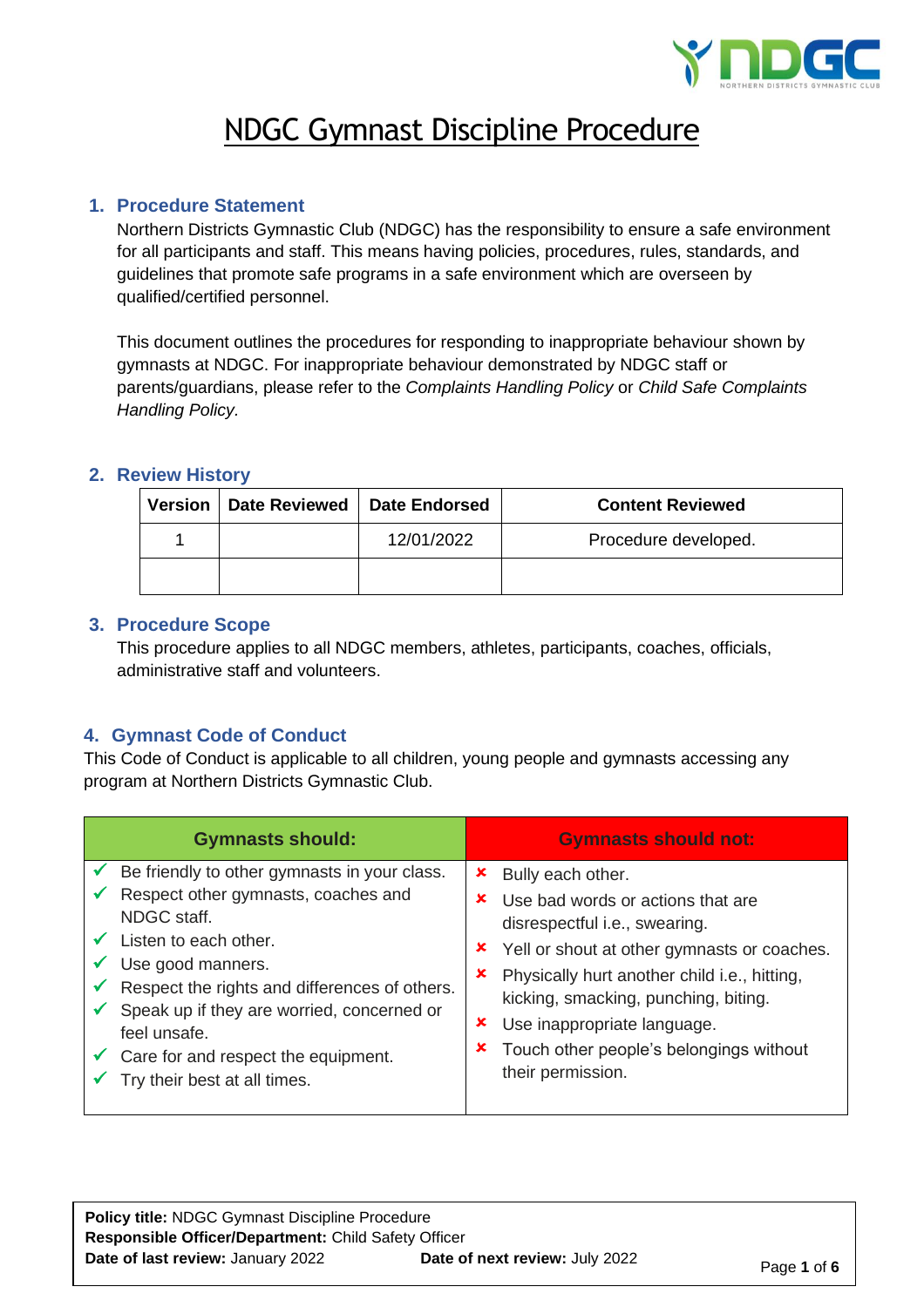# NDGC Gymnast Discipline Procedure

## 1. Procedure Statement

Northern Districts Gymnastic Club (NDGC) has the responsibility to ensure a safe environment for all participants and staff. This means having policies, procedures, rules, standards, and guidelines that promote safe programs in a safe environment which are overseen by qualified/certified personnel.

This document outlines the procedures for responding to inappropriate behaviour shown by gymnasts at NDGC. For inappropriate behaviour demonstrated by NDGC staff or parents/guardians, please refer to the *Complaints Handling Policy* or *Child Safe Complaints Handling Policy.*

## 2. Review History

| Version | Date Reviewed | Date Endorsed | Content Reviewed |
|---|---|---|---|
| 1 | | 12/01/2022 | Procedure developed. |
| | | | |

## 3. Procedure Scope

This procedure applies to all NDGC members, athletes, participants, coaches, officials, administrative staff and volunteers.

## 4. Gymnast Code of Conduct

This Code of Conduct is applicable to all children, young people and gymnasts accessing any program at Northern Districts Gymnastic Club.

| Gymnasts should: | Gymnasts should not: |
|---|---|
| ✔ Be friendly to other gymnasts in your class.<br>✔ Respect other gymnasts, coaches and NDGC staff.<br>✔ Listen to each other.<br>✔ Use good manners.<br>✔ Respect the rights and differences of others.<br>✔ Speak up if they are worried, concerned or feel unsafe.<br>✔ Care for and respect the equipment.<br>✔ Try their best at all times. | ✘ Bully each other.<br>✘ Use bad words or actions that are disrespectful i.e., swearing.<br>✘ Yell or shout at other gymnasts or coaches.<br>✘ Physically hurt another child i.e., hitting, kicking, smacking, punching, biting.<br>✘ Use inappropriate language.<br>✘ Touch other people's belongings without their permission. |

**Policy title:** NDGC Gymnast Discipline Procedure
**Responsible Officer/Department:** Child Safety Officer
**Date of last review:** January 2022 **Date of next review:** July 2022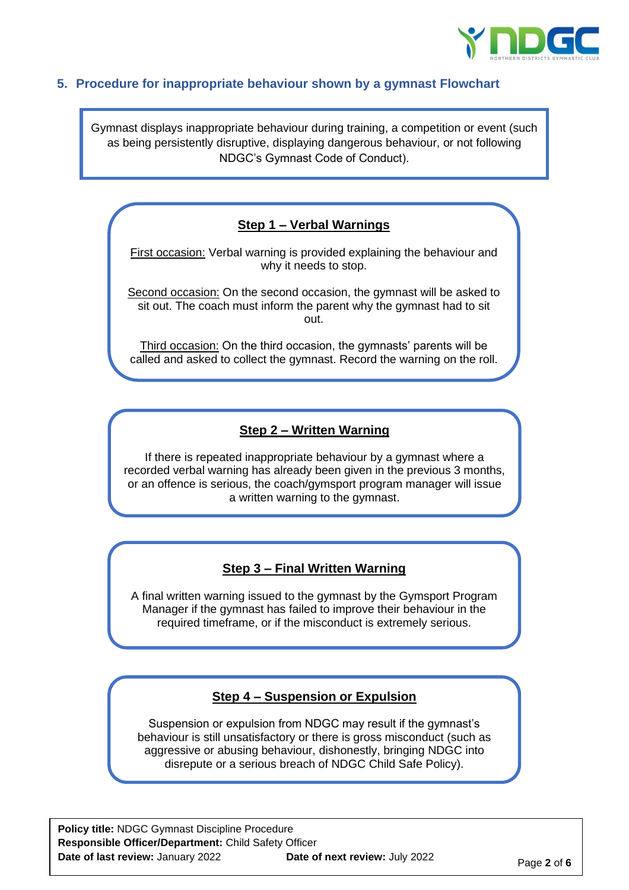## 5. Procedure for inappropriate behaviour shown by a gymnast Flowchart

Gymnast displays inappropriate behaviour during training, a competition or event (such as being persistently disruptive, displaying dangerous behaviour, or not following NDGC's Gymnast Code of Conduct).

### Step 1 – Verbal Warnings

First occasion: Verbal warning is provided explaining the behaviour and why it needs to stop.

Second occasion: On the second occasion, the gymnast will be asked to sit out. The coach must inform the parent why the gymnast had to sit out.

Third occasion: On the third occasion, the gymnasts' parents will be called and asked to collect the gymnast. Record the warning on the roll.

### Step 2 – Written Warning

If there is repeated inappropriate behaviour by a gymnast where a recorded verbal warning has already been given in the previous 3 months, or an offence is serious, the coach/gymsport program manager will issue a written warning to the gymnast.

### Step 3 – Final Written Warning

A final written warning issued to the gymnast by the Gymsport Program Manager if the gymnast has failed to improve their behaviour in the required timeframe, or if the misconduct is extremely serious.

### Step 4 – Suspension or Expulsion

Suspension or expulsion from NDGC may result if the gymnast's behaviour is still unsatisfactory or there is gross misconduct (such as aggressive or abusing behaviour, dishonestly, bringing NDGC into disrepute or a serious breach of NDGC Child Safe Policy).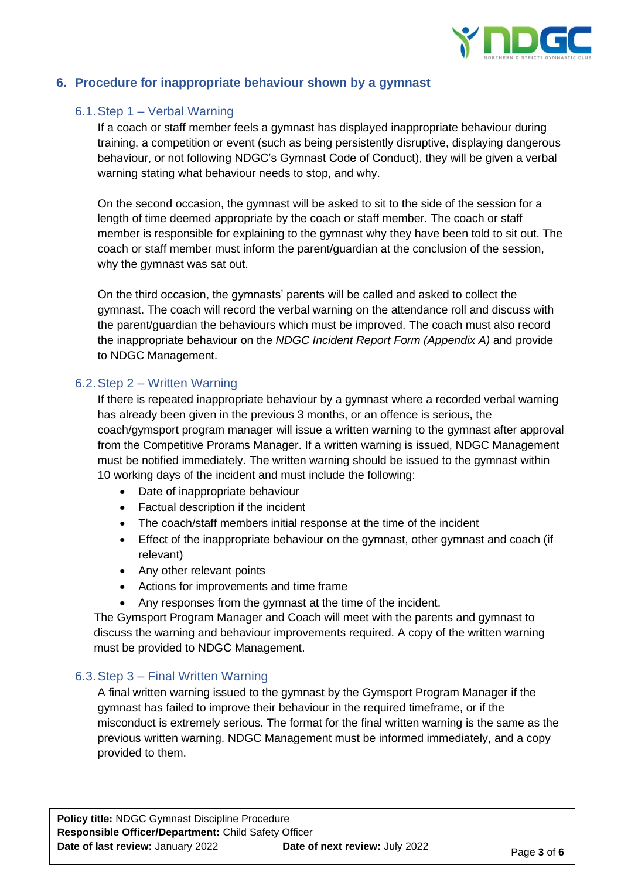## 6. Procedure for inappropriate behaviour shown by a gymnast

### 6.1. Step 1 – Verbal Warning

If a coach or staff member feels a gymnast has displayed inappropriate behaviour during training, a competition or event (such as being persistently disruptive, displaying dangerous behaviour, or not following NDGC's Gymnast Code of Conduct), they will be given a verbal warning stating what behaviour needs to stop, and why.

On the second occasion, the gymnast will be asked to sit to the side of the session for a length of time deemed appropriate by the coach or staff member. The coach or staff member is responsible for explaining to the gymnast why they have been told to sit out. The coach or staff member must inform the parent/guardian at the conclusion of the session, why the gymnast was sat out.

On the third occasion, the gymnasts' parents will be called and asked to collect the gymnast. The coach will record the verbal warning on the attendance roll and discuss with the parent/guardian the behaviours which must be improved. The coach must also record the inappropriate behaviour on the *NDGC Incident Report Form (Appendix A)* and provide to NDGC Management.

### 6.2. Step 2 – Written Warning

If there is repeated inappropriate behaviour by a gymnast where a recorded verbal warning has already been given in the previous 3 months, or an offence is serious, the coach/gymsport program manager will issue a written warning to the gymnast after approval from the Competitive Prorams Manager. If a written warning is issued, NDGC Management must be notified immediately. The written warning should be issued to the gymnast within 10 working days of the incident and must include the following:

- Date of inappropriate behaviour
- Factual description if the incident
- The coach/staff members initial response at the time of the incident
- Effect of the inappropriate behaviour on the gymnast, other gymnast and coach (if relevant)
- Any other relevant points
- Actions for improvements and time frame
- Any responses from the gymnast at the time of the incident.

The Gymsport Program Manager and Coach will meet with the parents and gymnast to discuss the warning and behaviour improvements required. A copy of the written warning must be provided to NDGC Management.

### 6.3. Step 3 – Final Written Warning

A final written warning issued to the gymnast by the Gymsport Program Manager if the gymnast has failed to improve their behaviour in the required timeframe, or if the misconduct is extremely serious. The format for the final written warning is the same as the previous written warning. NDGC Management must be informed immediately, and a copy provided to them.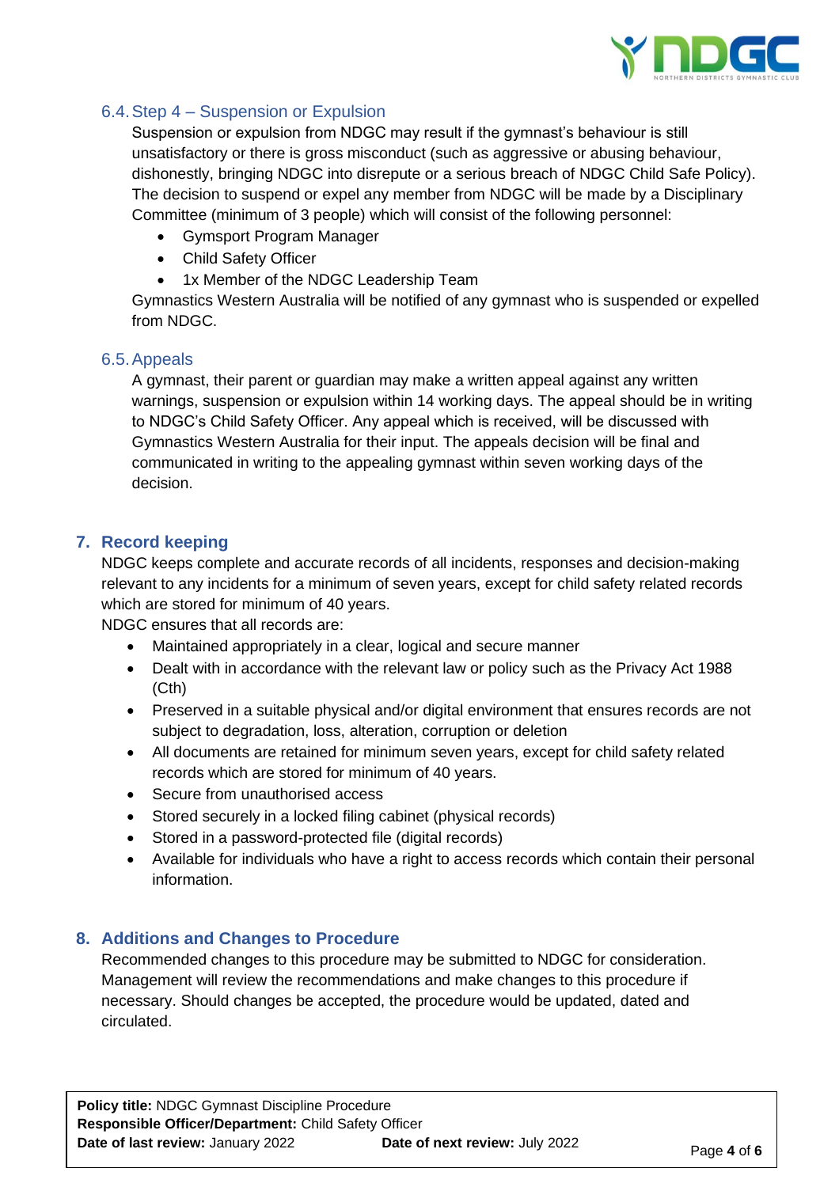### 6.4. Step 4 – Suspension or Expulsion

Suspension or expulsion from NDGC may result if the gymnast's behaviour is still unsatisfactory or there is gross misconduct (such as aggressive or abusing behaviour, dishonestly, bringing NDGC into disrepute or a serious breach of NDGC Child Safe Policy). The decision to suspend or expel any member from NDGC will be made by a Disciplinary Committee (minimum of 3 people) which will consist of the following personnel:

- Gymsport Program Manager
- Child Safety Officer
- 1x Member of the NDGC Leadership Team

Gymnastics Western Australia will be notified of any gymnast who is suspended or expelled from NDGC.

### 6.5. Appeals

A gymnast, their parent or guardian may make a written appeal against any written warnings, suspension or expulsion within 14 working days. The appeal should be in writing to NDGC's Child Safety Officer. Any appeal which is received, will be discussed with Gymnastics Western Australia for their input. The appeals decision will be final and communicated in writing to the appealing gymnast within seven working days of the decision.

## 7. Record keeping

NDGC keeps complete and accurate records of all incidents, responses and decision-making relevant to any incidents for a minimum of seven years, except for child safety related records which are stored for minimum of 40 years.

NDGC ensures that all records are:

- Maintained appropriately in a clear, logical and secure manner
- Dealt with in accordance with the relevant law or policy such as the Privacy Act 1988 (Cth)
- Preserved in a suitable physical and/or digital environment that ensures records are not subject to degradation, loss, alteration, corruption or deletion
- All documents are retained for minimum seven years, except for child safety related records which are stored for minimum of 40 years.
- Secure from unauthorised access
- Stored securely in a locked filing cabinet (physical records)
- Stored in a password-protected file (digital records)
- Available for individuals who have a right to access records which contain their personal information.

## 8. Additions and Changes to Procedure

Recommended changes to this procedure may be submitted to NDGC for consideration. Management will review the recommendations and make changes to this procedure if necessary. Should changes be accepted, the procedure would be updated, dated and circulated.

**Policy title:** NDGC Gymnast Discipline Procedure
**Responsible Officer/Department:** Child Safety Officer
**Date of last review:** January 2022 **Date of next review:** July 2022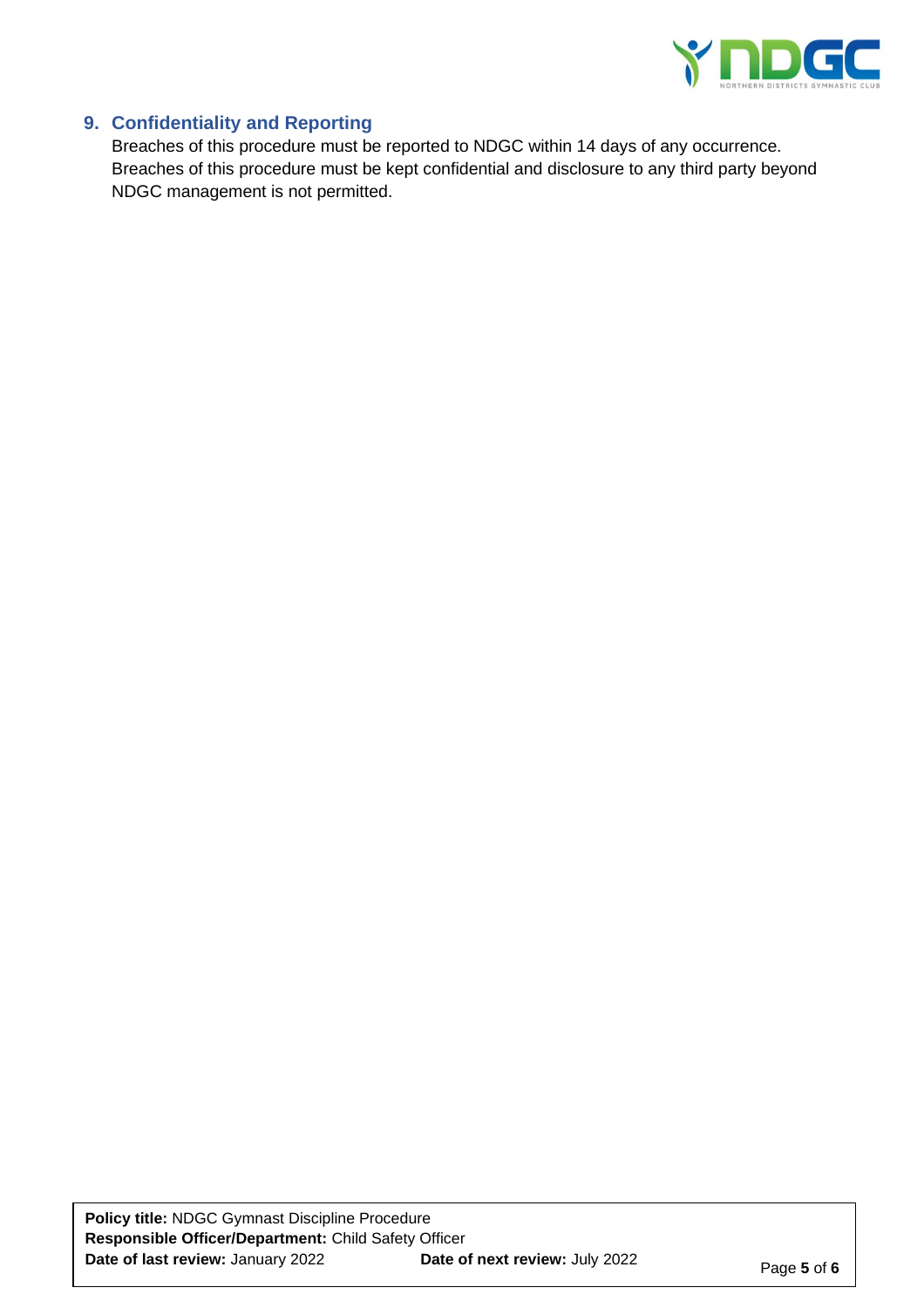## 9. Confidentiality and Reporting

Breaches of this procedure must be reported to NDGC within 14 days of any occurrence. Breaches of this procedure must be kept confidential and disclosure to any third party beyond NDGC management is not permitted.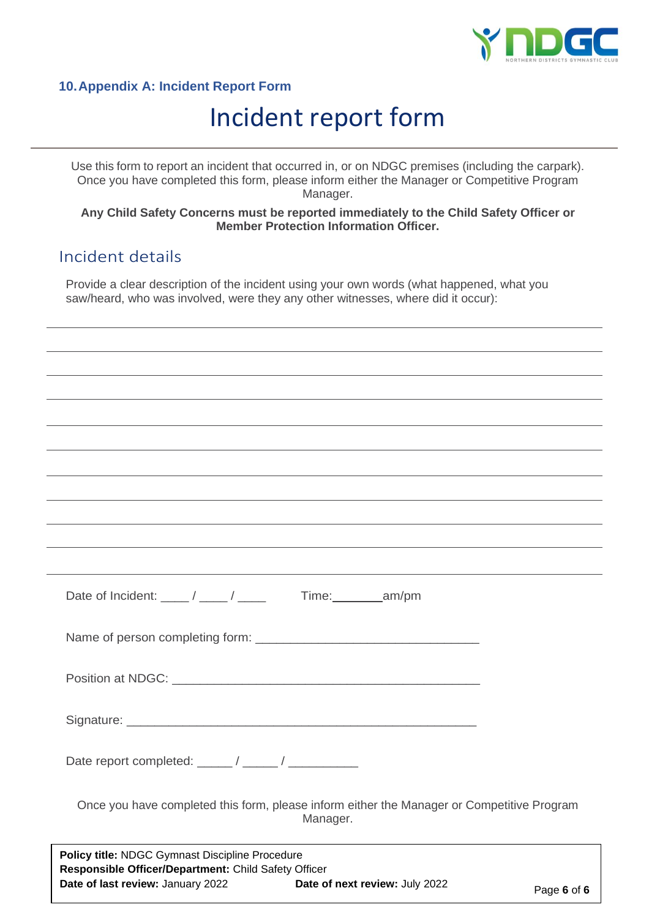## 10. Appendix A: Incident Report Form

# Incident report form

Use this form to report an incident that occurred in, or on NDGC premises (including the carpark). Once you have completed this form, please inform either the Manager or Competitive Program Manager.

**Any Child Safety Concerns must be reported immediately to the Child Safety Officer or Member Protection Information Officer.**

## Incident details

Provide a clear description of the incident using your own words (what happened, what you saw/heard, who was involved, were they any other witnesses, where did it occur):

_______________________________________________

_______________________________________________

_______________________________________________

_______________________________________________

_______________________________________________

_______________________________________________

_______________________________________________

_______________________________________________

_______________________________________________

_______________________________________________

_______________________________________________

Date of Incident: ____ / ____ / ____ Time:_______am/pm

Name of person completing form: _______________________________

Position at NDGC: ___________________________________________

Signature: _________________________________________________

Date report completed: _____ / _____ / __________

Once you have completed this form, please inform either the Manager or Competitive Program Manager.

**Policy title:** NDGC Gymnast Discipline Procedure
**Responsible Officer/Department:** Child Safety Officer
**Date of last review:** January 2022 **Date of next review:** July 2022